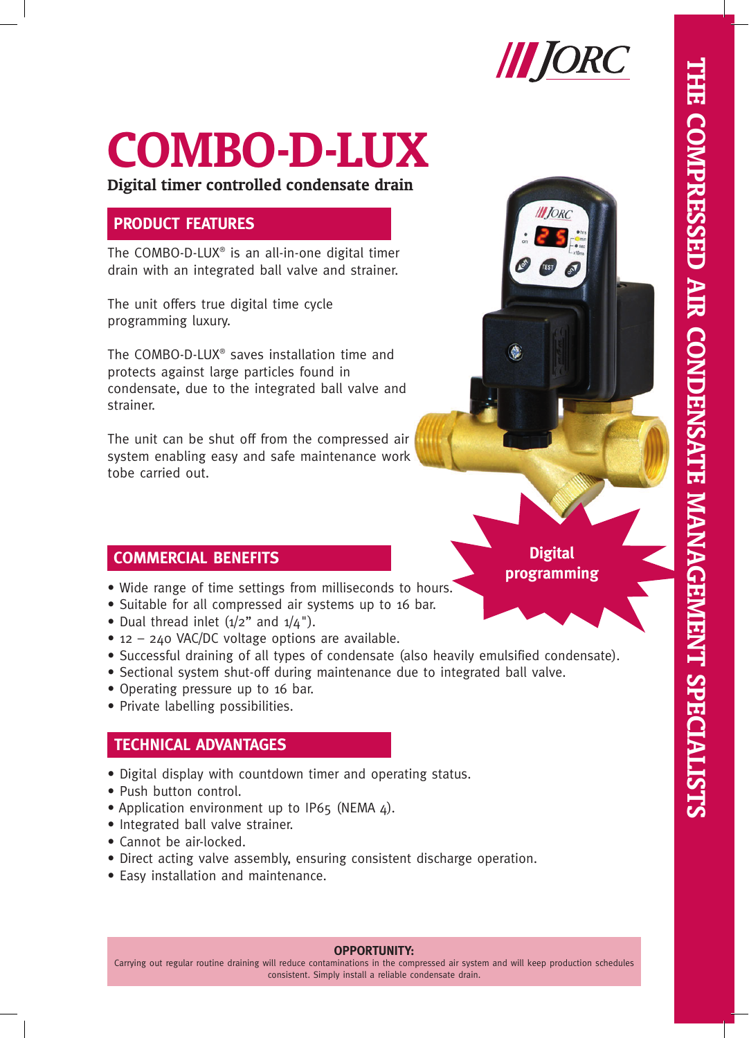# COMBO-D-LUX

**Digital timer controlled condensate drain**

## PRODUCT FEATURES

The COMBO-D-LUX® is an all-in-one digital timer drain with an integrated ball valve and strainer.

The unit offers true digital time cycle programming luxury.

The COMBO-D-LUX® saves installation time and protects against large particles found in condensate, due to the integrated ball valve and strainer.

The unit can be shut off from the compressed air system enabling easy and safe maintenance work tobe carried out.

**Digital programming**

## COMMERCIAL BENEFITS

- Wide range of time settings from milliseconds to hours.
- Suitable for all compressed air systems up to 16 bar.
- Dual thread inlet (1/2" and 1/4").
- 12 – 240 VAC/DC voltage options are available.
- Successful draining of all types of condensate (also heavily emulsified condensate).
- Sectional system shut-off during maintenance due to integrated ball valve.
- Operating pressure up to 16 bar.
- Private labelling possibilities.

## TECHNICAL ADVANTAGES

- Digital display with countdown timer and operating status.
- Push button control.
- Application environment up to IP65 (NEMA 4).
- Integrated ball valve strainer.
- Cannot be air-locked.
- Direct acting valve assembly, ensuring consistent discharge operation.
- Easy installation and maintenance.

**OPPORTUNITY:**

Carrying out regular routine draining will reduce contaminations in the compressed air system and will keep production schedules consistent. Simply install a reliable condensate drain.

THE COMPRESSED AIR CONDENSATE MANAGEMENT SPECIALISTS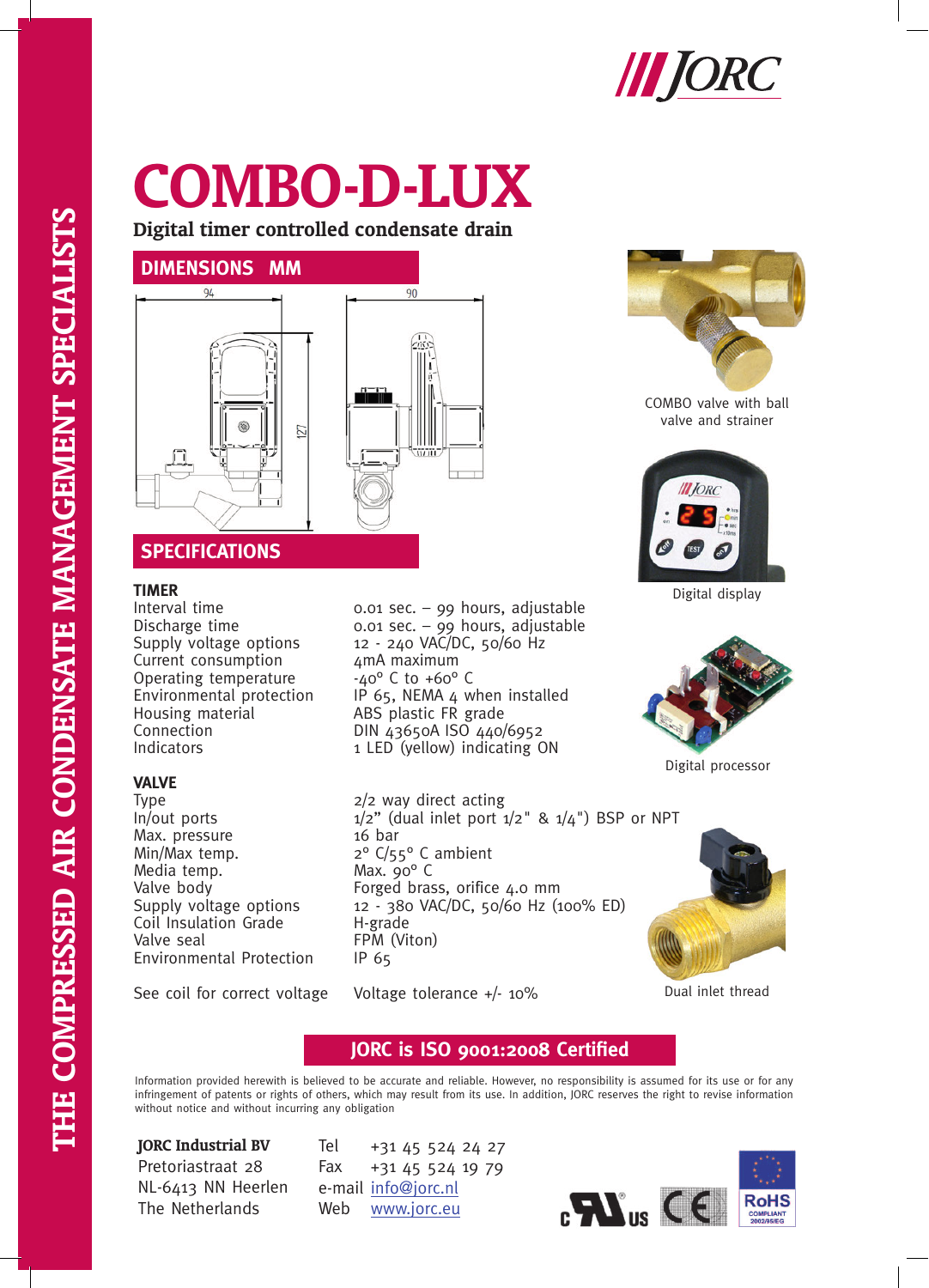THE COMPRESSED AIR CONDENSATE MANAGEMENT SPECIALISTS

# COMBO-D-LUX

**Digital timer controlled condensate drain**

## DIMENSIONS MM

94

90

127

COMBO valve with ball valve and strainer

Digital display

## SPECIFICATIONS

### TIMER

| | |
|---|---|
| Interval time | 0.01 sec. – 99 hours, adjustable |
| Discharge time | 0.01 sec. – 99 hours, adjustable |
| Supply voltage options | 12 - 240 VAC/DC, 50/60 Hz |
| Current consumption | 4mA maximum |
| Operating temperature | -40° C to +60° C |
| Environmental protection | IP 65, NEMA 4 when installed |
| Housing material | ABS plastic FR grade |
| Connection | DIN 43650A ISO 440/6952 |
| Indicators | 1 LED (yellow) indicating ON |

Digital processor

### VALVE

| | |
|---|---|
| Type | 2/2 way direct acting |
| In/out ports | 1/2" (dual inlet port 1/2" & 1/4") BSP or NPT |
| Max. pressure | 16 bar |
| Min/Max temp. | 2° C/55° C ambient |
| Media temp. | Max. 90° C |
| Valve body | Forged brass, orifice 4.0 mm |
| Supply voltage options | 12 - 380 VAC/DC, 50/60 Hz (100% ED) |
| Coil Insulation Grade | H-grade |
| Valve seal | FPM (Viton) |
| Environmental Protection | IP 65 |

See coil for correct voltage Voltage tolerance +/- 10%

Dual inlet thread

**JORC is ISO 9001:2008 Certified**

Information provided herewith is believed to be accurate and reliable. However, no responsibility is assumed for its use or for any infringement of patents or rights of others, which may result from its use. In addition, JORC reserves the right to revise information without notice and without incurring any obligation

**JORC Industrial BV**
Pretoriastraat 28
NL-6413 NN Heerlen
The Netherlands

Tel +31 45 524 24 27
Fax +31 45 524 19 79
e-mail info@jorc.nl
Web www.jorc.eu

RoHS COMPLIANT 2002/95/EG